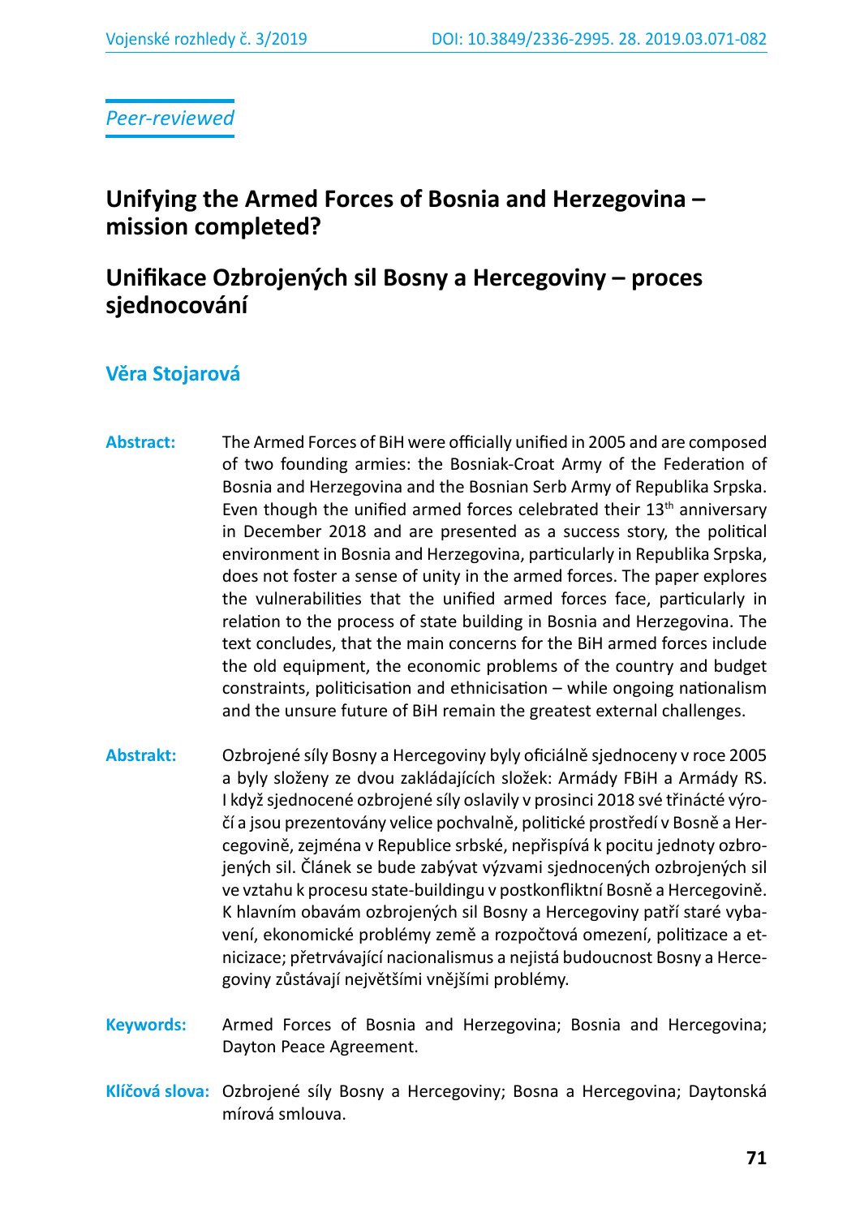*Peer-reviewed*

# Unifying the Armed Forces of Bosnia and Herzegovina – mission completed?

# Unifikace Ozbrojených sil Bosny a Hercegoviny – proces sjednocování

**Věra Stojarová**

**Abstract:** The Armed Forces of BiH were officially unified in 2005 and are composed of two founding armies: the Bosniak-Croat Army of the Federation of Bosnia and Herzegovina and the Bosnian Serb Army of Republika Srpska. Even though the unified armed forces celebrated their 13th anniversary in December 2018 and are presented as a success story, the political environment in Bosnia and Herzegovina, particularly in Republika Srpska, does not foster a sense of unity in the armed forces. The paper explores the vulnerabilities that the unified armed forces face, particularly in relation to the process of state building in Bosnia and Herzegovina. The text concludes, that the main concerns for the BiH armed forces include the old equipment, the economic problems of the country and budget constraints, politicisation and ethnicisation – while ongoing nationalism and the unsure future of BiH remain the greatest external challenges.

**Abstrakt:** Ozbrojené síly Bosny a Hercegoviny byly oficiálně sjednoceny v roce 2005 a byly složeny ze dvou zakládajících složek: Armády FBiH a Armády RS. I když sjednocené ozbrojené síly oslavily v prosinci 2018 své třinácté výročí a jsou prezentovány velice pochvalně, politické prostředí v Bosně a Hercegovině, zejména v Republice srbské, nepřispívá k pocitu jednoty ozbrojených sil. Článek se bude zabývat výzvami sjednocených ozbrojených sil ve vztahu k procesu state-buildingu v postkonfliktní Bosně a Hercegovině. K hlavním obavám ozbrojených sil Bosny a Hercegoviny patří staré vybavení, ekonomické problémy země a rozpočtová omezení, politizace a etnicizace; přetrvávající nacionalismus a nejistá budoucnost Bosny a Hercegoviny zůstávají největšími vnějšími problémy.

**Keywords:** Armed Forces of Bosnia and Herzegovina; Bosnia and Hercegovina; Dayton Peace Agreement.

**Klíčová slova:** Ozbrojené síly Bosny a Hercegoviny; Bosna a Hercegovina; Daytonská mírová smlouva.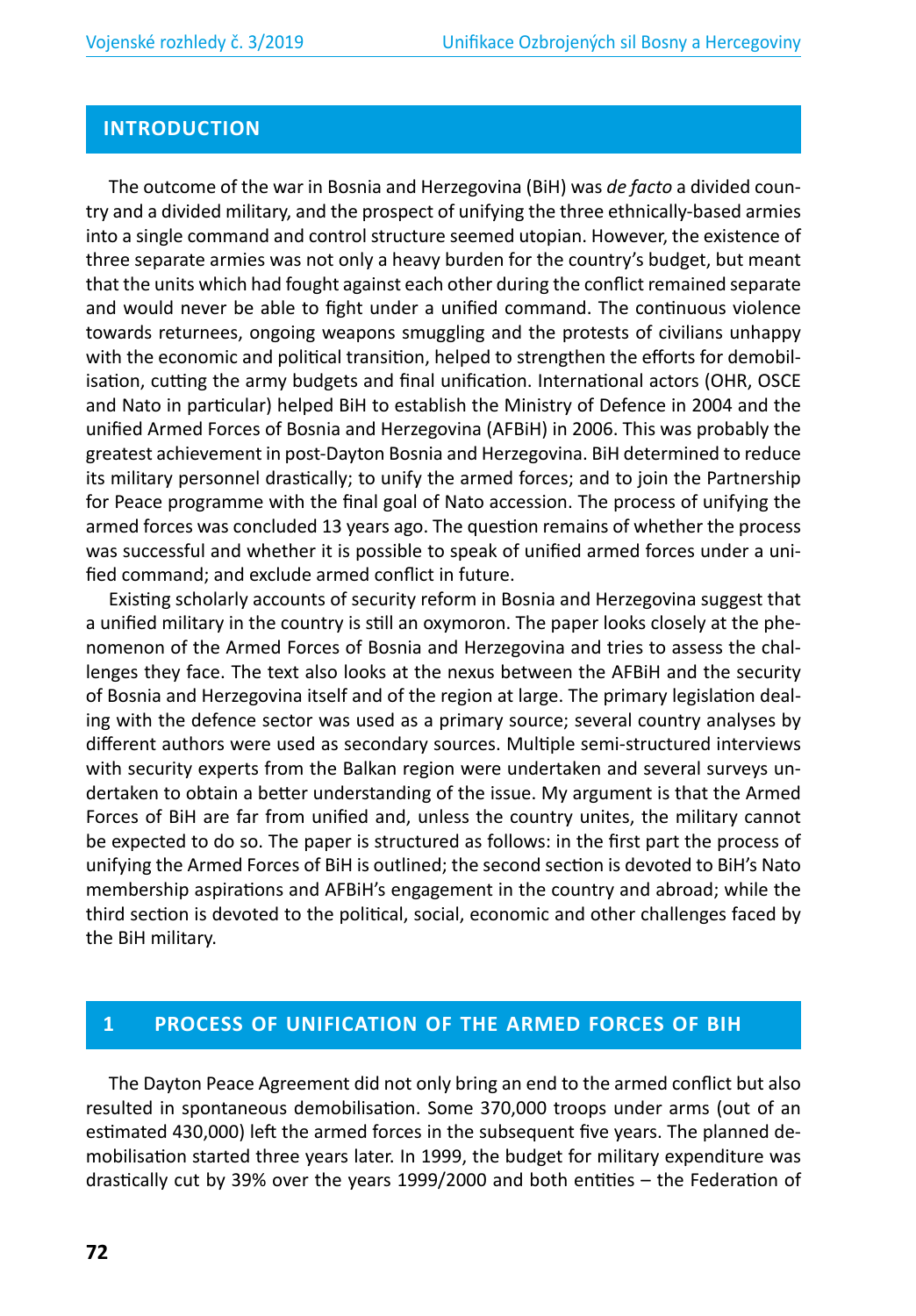## INTRODUCTION

The outcome of the war in Bosnia and Herzegovina (BiH) was *de facto* a divided country and a divided military, and the prospect of unifying the three ethnically-based armies into a single command and control structure seemed utopian. However, the existence of three separate armies was not only a heavy burden for the country's budget, but meant that the units which had fought against each other during the conflict remained separate and would never be able to fight under a unified command. The continuous violence towards returnees, ongoing weapons smuggling and the protests of civilians unhappy with the economic and political transition, helped to strengthen the efforts for demobilisation, cutting the army budgets and final unification. International actors (OHR, OSCE and Nato in particular) helped BiH to establish the Ministry of Defence in 2004 and the unified Armed Forces of Bosnia and Herzegovina (AFBiH) in 2006. This was probably the greatest achievement in post-Dayton Bosnia and Herzegovina. BiH determined to reduce its military personnel drastically; to unify the armed forces; and to join the Partnership for Peace programme with the final goal of Nato accession. The process of unifying the armed forces was concluded 13 years ago. The question remains of whether the process was successful and whether it is possible to speak of unified armed forces under a unified command; and exclude armed conflict in future.

Existing scholarly accounts of security reform in Bosnia and Herzegovina suggest that a unified military in the country is still an oxymoron. The paper looks closely at the phenomenon of the Armed Forces of Bosnia and Herzegovina and tries to assess the challenges they face. The text also looks at the nexus between the AFBiH and the security of Bosnia and Herzegovina itself and of the region at large. The primary legislation dealing with the defence sector was used as a primary source; several country analyses by different authors were used as secondary sources. Multiple semi-structured interviews with security experts from the Balkan region were undertaken and several surveys undertaken to obtain a better understanding of the issue. My argument is that the Armed Forces of BiH are far from unified and, unless the country unites, the military cannot be expected to do so. The paper is structured as follows: in the first part the process of unifying the Armed Forces of BiH is outlined; the second section is devoted to BiH's Nato membership aspirations and AFBiH's engagement in the country and abroad; while the third section is devoted to the political, social, economic and other challenges faced by the BiH military.

## 1 PROCESS OF UNIFICATION OF THE ARMED FORCES OF BIH

The Dayton Peace Agreement did not only bring an end to the armed conflict but also resulted in spontaneous demobilisation. Some 370,000 troops under arms (out of an estimated 430,000) left the armed forces in the subsequent five years. The planned demobilisation started three years later. In 1999, the budget for military expenditure was drastically cut by 39% over the years 1999/2000 and both entities – the Federation of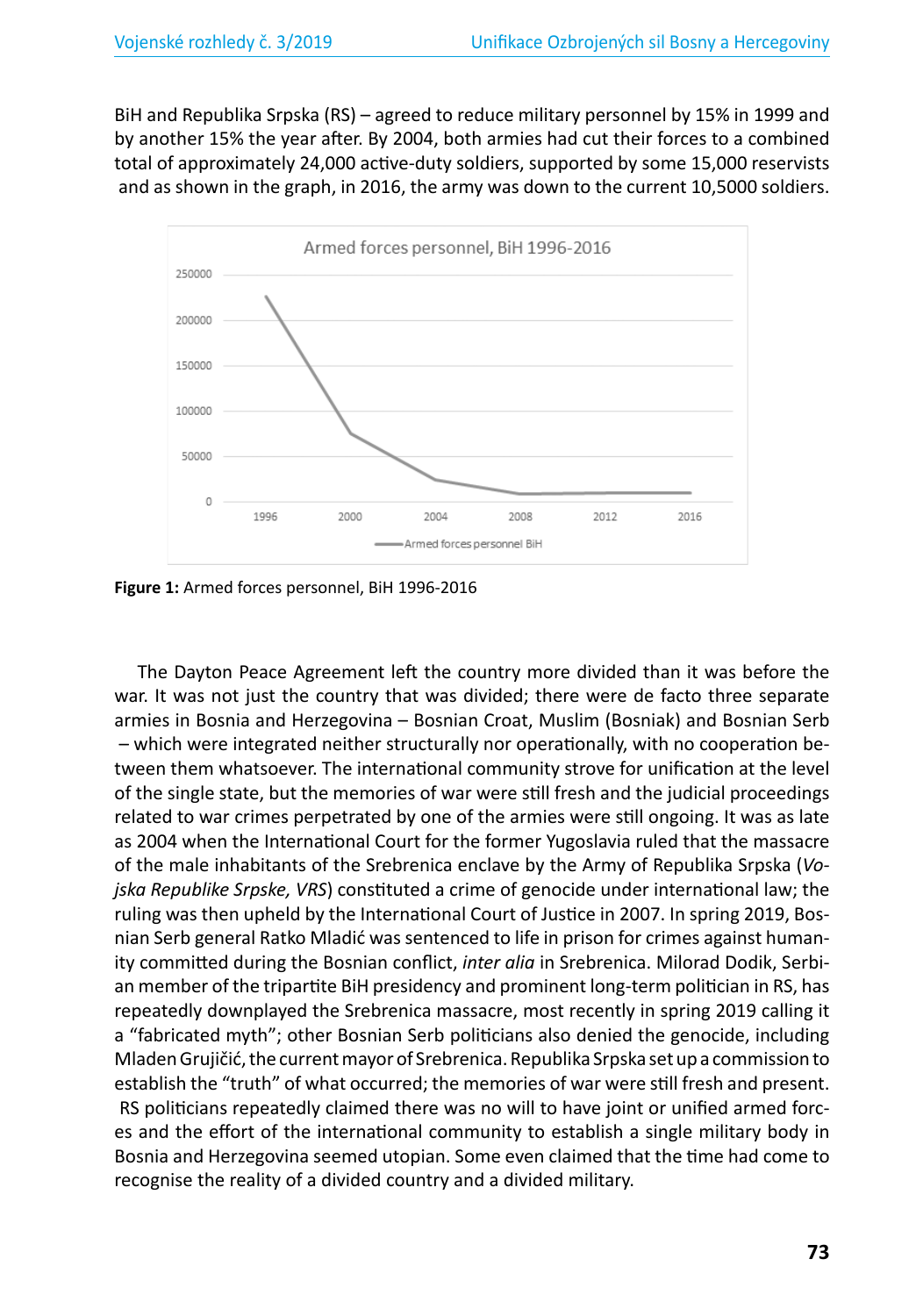BiH and Republika Srpska (RS) – agreed to reduce military personnel by 15% in 1999 and by another 15% the year after. By 2004, both armies had cut their forces to a combined total of approximately 24,000 active-duty soldiers, supported by some 15,000 reservists and as shown in the graph, in 2016, the army was down to the current 10,5000 soldiers.

**Figure 1:** Armed forces personnel, BiH 1996-2016

The Dayton Peace Agreement left the country more divided than it was before the war. It was not just the country that was divided; there were de facto three separate armies in Bosnia and Herzegovina – Bosnian Croat, Muslim (Bosniak) and Bosnian Serb – which were integrated neither structurally nor operationally, with no cooperation between them whatsoever. The international community strove for unification at the level of the single state, but the memories of war were still fresh and the judicial proceedings related to war crimes perpetrated by one of the armies were still ongoing. It was as late as 2004 when the International Court for the former Yugoslavia ruled that the massacre of the male inhabitants of the Srebrenica enclave by the Army of Republika Srpska (*Vojska Republike Srpske, VRS*) constituted a crime of genocide under international law; the ruling was then upheld by the International Court of Justice in 2007. In spring 2019, Bosnian Serb general Ratko Mladić was sentenced to life in prison for crimes against humanity committed during the Bosnian conflict, *inter alia* in Srebrenica. Milorad Dodik, Serbian member of the tripartite BiH presidency and prominent long-term politician in RS, has repeatedly downplayed the Srebrenica massacre, most recently in spring 2019 calling it a "fabricated myth"; other Bosnian Serb politicians also denied the genocide, including Mladen Grujičić, the current mayor of Srebrenica. Republika Srpska set up a commission to establish the "truth" of what occurred; the memories of war were still fresh and present. RS politicians repeatedly claimed there was no will to have joint or unified armed forces and the effort of the international community to establish a single military body in Bosnia and Herzegovina seemed utopian. Some even claimed that the time had come to recognise the reality of a divided country and a divided military.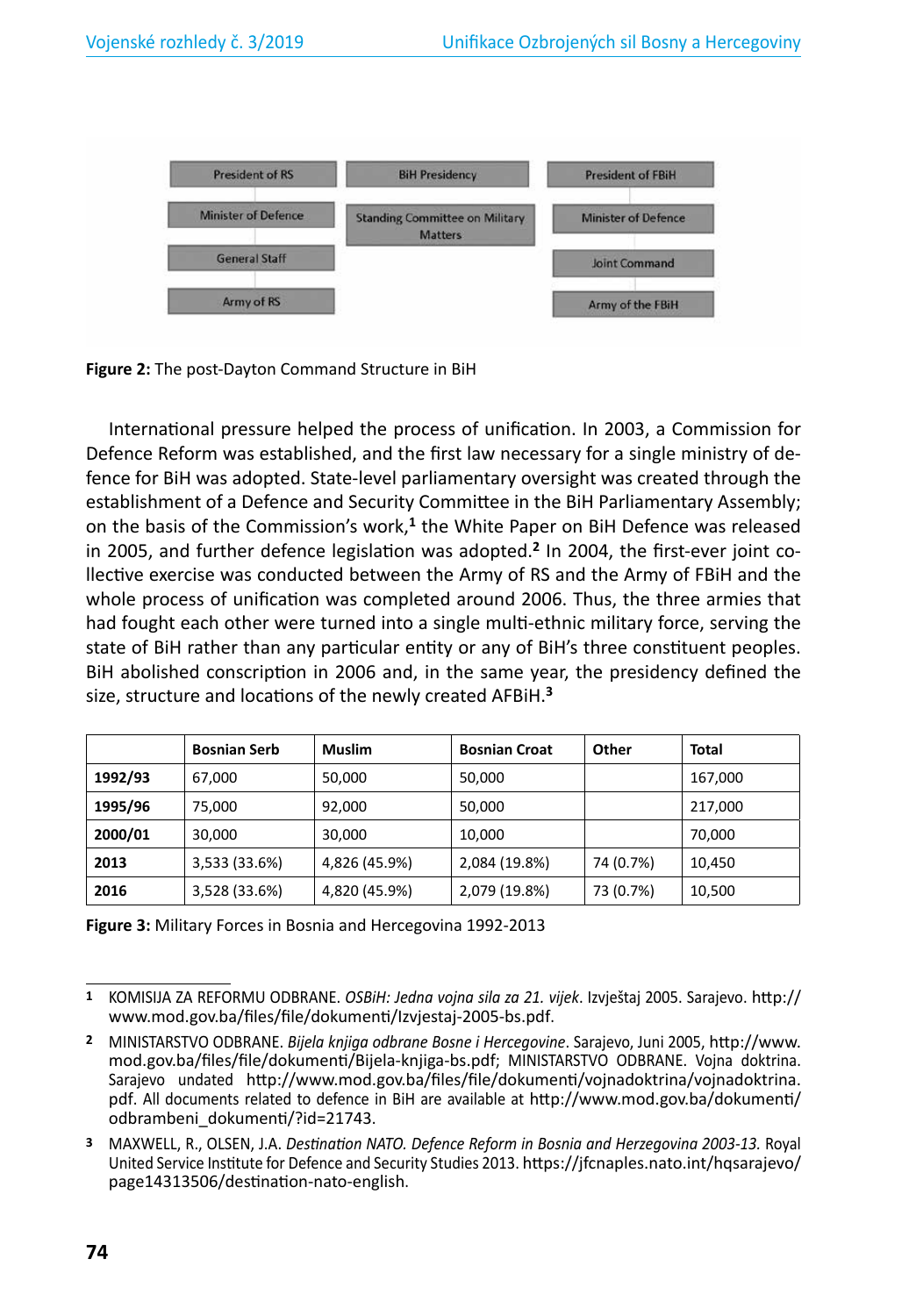| President of RS | BiH Presidency | President of FBiH |
| --- | --- | --- |
| Minister of Defence | Standing Committee on Military Matters | Minister of Defence |
| General Staff | | Joint Command |
| Army of RS | | Army of the FBiH |

**Figure 2:** The post-Dayton Command Structure in BiH

International pressure helped the process of unification. In 2003, a Commission for Defence Reform was established, and the first law necessary for a single ministry of defence for BiH was adopted. State-level parliamentary oversight was created through the establishment of a Defence and Security Committee in the BiH Parliamentary Assembly; on the basis of the Commission's work,[1] the White Paper on BiH Defence was released in 2005, and further defence legislation was adopted.[2] In 2004, the first-ever joint collective exercise was conducted between the Army of RS and the Army of FBiH and the whole process of unification was completed around 2006. Thus, the three armies that had fought each other were turned into a single multi-ethnic military force, serving the state of BiH rather than any particular entity or any of BiH's three constituent peoples. BiH abolished conscription in 2006 and, in the same year, the presidency defined the size, structure and locations of the newly created AFBiH.[3]

| | Bosnian Serb | Muslim | Bosnian Croat | Other | Total |
| --- | --- | --- | --- | --- | --- |
| **1992/93** | 67,000 | 50,000 | 50,000 | | 167,000 |
| **1995/96** | 75,000 | 92,000 | 50,000 | | 217,000 |
| **2000/01** | 30,000 | 30,000 | 10,000 | | 70,000 |
| **2013** | 3,533 (33.6%) | 4,826 (45.9%) | 2,084 (19.8%) | 74 (0.7%) | 10,450 |
| **2016** | 3,528 (33.6%) | 4,820 (45.9%) | 2,079 (19.8%) | 73 (0.7%) | 10,500 |

**Figure 3:** Military Forces in Bosnia and Hercegovina 1992-2013

---

1 KOMISIJA ZA REFORMU ODBRANE. *OSBiH: Jedna vojna sila za 21. vijek*. Izvještaj 2005. Sarajevo. http://www.mod.gov.ba/files/file/dokumenti/Izvjestaj-2005-bs.pdf.

2 MINISTARSTVO ODBRANE. *Bijela knjiga odbrane Bosne i Hercegovine*. Sarajevo, Juni 2005, http://www.mod.gov.ba/files/file/dokumenti/Bijela-knjiga-bs.pdf; MINISTARSTVO ODBRANE. Vojna doktrina. Sarajevo undated http://www.mod.gov.ba/files/file/dokumenti/vojnadoktrina/vojnadoktrina.pdf. All documents related to defence in BiH are available at http://www.mod.gov.ba/dokumenti/odbrambeni_dokumenti/?id=21743.

3 MAXWELL, R., OLSEN, J.A. *Destination NATO. Defence Reform in Bosnia and Herzegovina 2003-13.* Royal United Service Institute for Defence and Security Studies 2013. https://jfcnaples.nato.int/hqsarajevo/page14313506/destination-nato-english.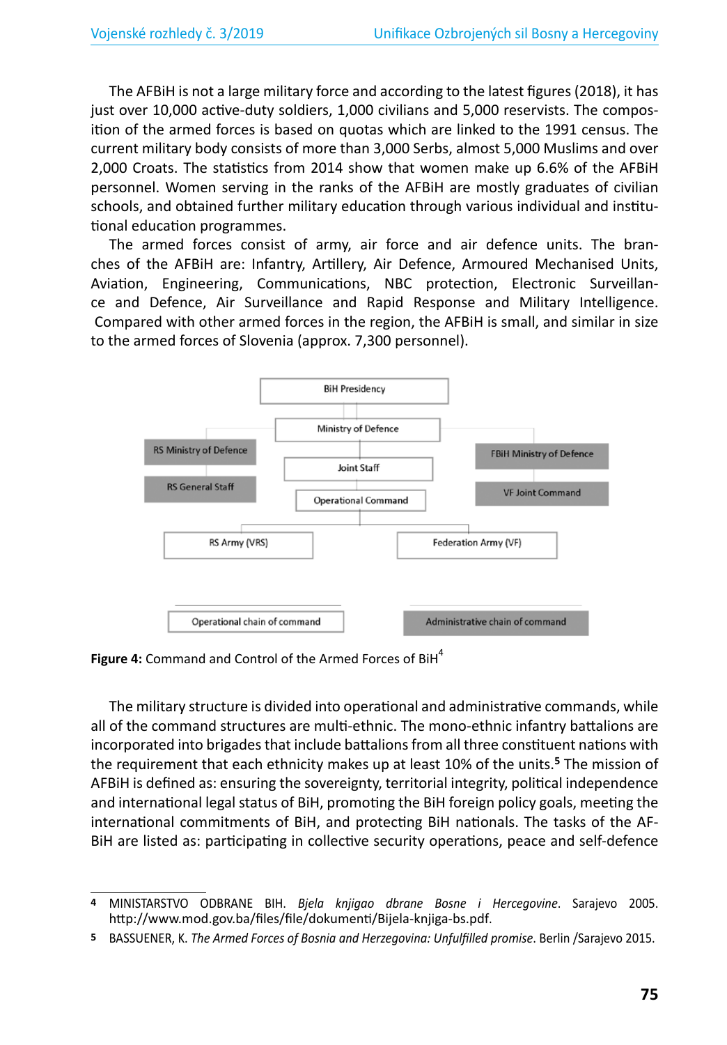The AFBiH is not a large military force and according to the latest figures (2018), it has just over 10,000 active-duty soldiers, 1,000 civilians and 5,000 reservists. The composition of the armed forces is based on quotas which are linked to the 1991 census. The current military body consists of more than 3,000 Serbs, almost 5,000 Muslims and over 2,000 Croats. The statistics from 2014 show that women make up 6.6% of the AFBiH personnel. Women serving in the ranks of the AFBiH are mostly graduates of civilian schools, and obtained further military education through various individual and institutional education programmes.

The armed forces consist of army, air force and air defence units. The branches of the AFBiH are: Infantry, Artillery, Air Defence, Armoured Mechanised Units, Aviation, Engineering, Communications, NBC protection, Electronic Surveillance and Defence, Air Surveillance and Rapid Response and Military Intelligence. Compared with other armed forces in the region, the AFBiH is small, and similar in size to the armed forces of Slovenia (approx. 7,300 personnel).

**Figure 4:** Command and Control of the Armed Forces of BiH[4]

The military structure is divided into operational and administrative commands, while all of the command structures are multi-ethnic. The mono-ethnic infantry battalions are incorporated into brigades that include battalions from all three constituent nations with the requirement that each ethnicity makes up at least 10% of the units.[5] The mission of AFBiH is defined as: ensuring the sovereignty, territorial integrity, political independence and international legal status of BiH, promoting the BiH foreign policy goals, meeting the international commitments of BiH, and protecting BiH nationals. The tasks of the AFBiH are listed as: participating in collective security operations, peace and self-defence

---

**4** MINISTARSTVO ODBRANE BIH. *Bjela knjigao dbrane Bosne i Hercegovine*. Sarajevo 2005. http://www.mod.gov.ba/files/file/dokumenti/Bijela-knjiga-bs.pdf.

**5** BASSUENER, K. *The Armed Forces of Bosnia and Herzegovina: Unfulfilled promise*. Berlin /Sarajevo 2015.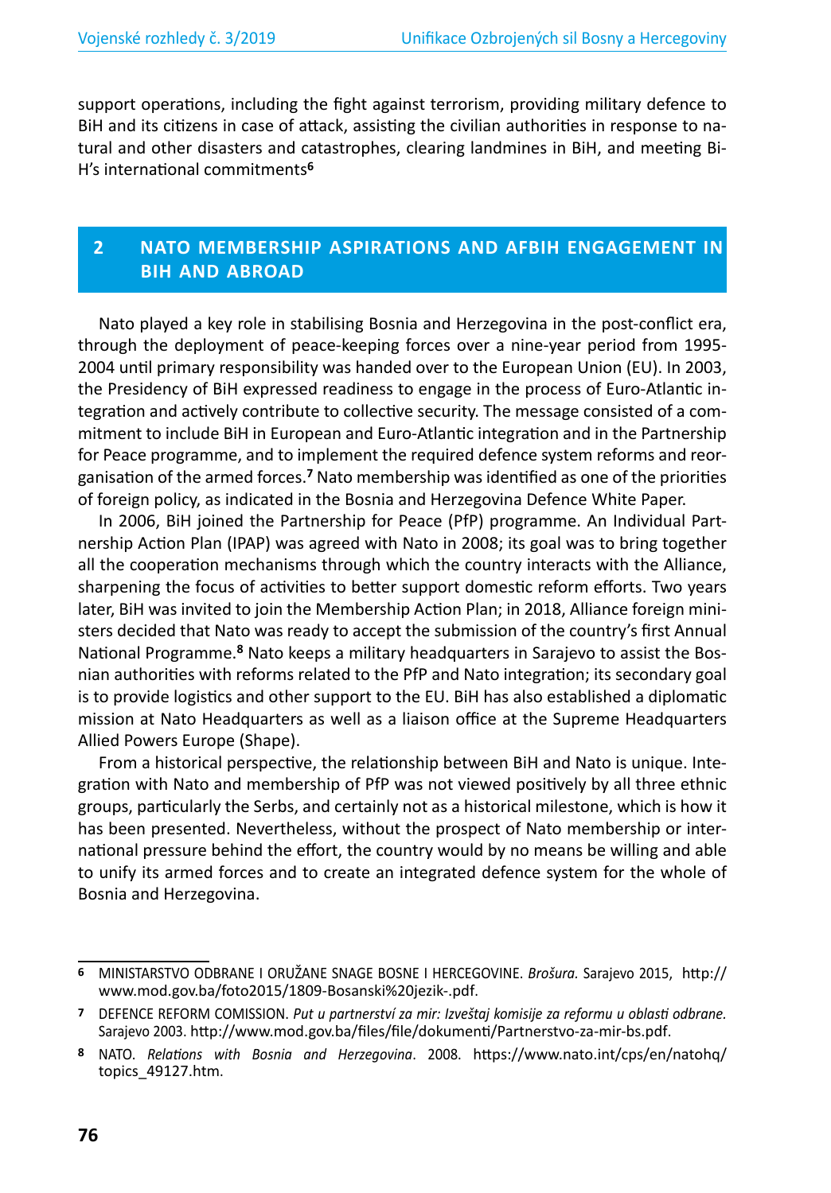support operations, including the fight against terrorism, providing military defence to BiH and its citizens in case of attack, assisting the civilian authorities in response to natural and other disasters and catastrophes, clearing landmines in BiH, and meeting BiH's international commitments[6]

## 2 NATO MEMBERSHIP ASPIRATIONS AND AFBIH ENGAGEMENT IN BIH AND ABROAD

Nato played a key role in stabilising Bosnia and Herzegovina in the post-conflict era, through the deployment of peace-keeping forces over a nine-year period from 1995-2004 until primary responsibility was handed over to the European Union (EU). In 2003, the Presidency of BiH expressed readiness to engage in the process of Euro-Atlantic integration and actively contribute to collective security. The message consisted of a commitment to include BiH in European and Euro-Atlantic integration and in the Partnership for Peace programme, and to implement the required defence system reforms and reorganisation of the armed forces.[7] Nato membership was identified as one of the priorities of foreign policy, as indicated in the Bosnia and Herzegovina Defence White Paper.

In 2006, BiH joined the Partnership for Peace (PfP) programme. An Individual Partnership Action Plan (IPAP) was agreed with Nato in 2008; its goal was to bring together all the cooperation mechanisms through which the country interacts with the Alliance, sharpening the focus of activities to better support domestic reform efforts. Two years later, BiH was invited to join the Membership Action Plan; in 2018, Alliance foreign ministers decided that Nato was ready to accept the submission of the country's first Annual National Programme.[8] Nato keeps a military headquarters in Sarajevo to assist the Bosnian authorities with reforms related to the PfP and Nato integration; its secondary goal is to provide logistics and other support to the EU. BiH has also established a diplomatic mission at Nato Headquarters as well as a liaison office at the Supreme Headquarters Allied Powers Europe (Shape).

From a historical perspective, the relationship between BiH and Nato is unique. Integration with Nato and membership of PfP was not viewed positively by all three ethnic groups, particularly the Serbs, and certainly not as a historical milestone, which is how it has been presented. Nevertheless, without the prospect of Nato membership or international pressure behind the effort, the country would by no means be willing and able to unify its armed forces and to create an integrated defence system for the whole of Bosnia and Herzegovina.

---

[6] MINISTARSTVO ODBRANE I ORUŽANE SNAGE BOSNE I HERCEGOVINE. *Brošura.* Sarajevo 2015, http://www.mod.gov.ba/foto2015/1809-Bosanski%20jezik-.pdf.

[7] DEFENCE REFORM COMISSION. *Put u partnerství za mir: Izveštaj komisije za reformu u oblasti odbrane.* Sarajevo 2003. http://www.mod.gov.ba/files/file/dokumenti/Partnerstvo-za-mir-bs.pdf.

[8] NATO. *Relations with Bosnia and Herzegovina*. 2008. https://www.nato.int/cps/en/natohq/topics_49127.htm.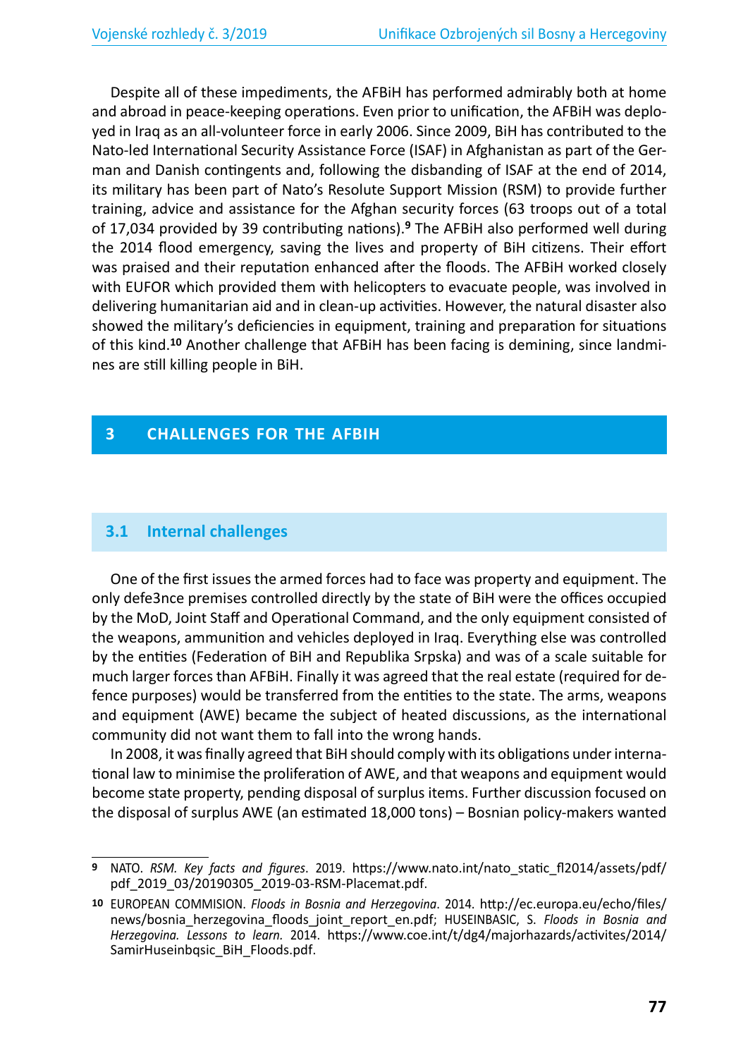Despite all of these impediments, the AFBiH has performed admirably both at home and abroad in peace-keeping operations. Even prior to unification, the AFBiH was deployed in Iraq as an all-volunteer force in early 2006. Since 2009, BiH has contributed to the Nato-led International Security Assistance Force (ISAF) in Afghanistan as part of the German and Danish contingents and, following the disbanding of ISAF at the end of 2014, its military has been part of Nato's Resolute Support Mission (RSM) to provide further training, advice and assistance for the Afghan security forces (63 troops out of a total of 17,034 provided by 39 contributing nations).[9] The AFBiH also performed well during the 2014 flood emergency, saving the lives and property of BiH citizens. Their effort was praised and their reputation enhanced after the floods. The AFBiH worked closely with EUFOR which provided them with helicopters to evacuate people, was involved in delivering humanitarian aid and in clean-up activities. However, the natural disaster also showed the military's deficiencies in equipment, training and preparation for situations of this kind.[10] Another challenge that AFBiH has been facing is demining, since landmines are still killing people in BiH.

# 3 CHALLENGES FOR THE AFBIH

## 3.1 Internal challenges

One of the first issues the armed forces had to face was property and equipment. The only defe3nce premises controlled directly by the state of BiH were the offices occupied by the MoD, Joint Staff and Operational Command, and the only equipment consisted of the weapons, ammunition and vehicles deployed in Iraq. Everything else was controlled by the entities (Federation of BiH and Republika Srpska) and was of a scale suitable for much larger forces than AFBiH. Finally it was agreed that the real estate (required for defence purposes) would be transferred from the entities to the state. The arms, weapons and equipment (AWE) became the subject of heated discussions, as the international community did not want them to fall into the wrong hands.

In 2008, it was finally agreed that BiH should comply with its obligations under international law to minimise the proliferation of AWE, and that weapons and equipment would become state property, pending disposal of surplus items. Further discussion focused on the disposal of surplus AWE (an estimated 18,000 tons) – Bosnian policy-makers wanted

---

[9] NATO. *RSM. Key facts and figures*. 2019. https://www.nato.int/nato_static_fl2014/assets/pdf/pdf_2019_03/20190305_2019-03-RSM-Placemat.pdf.

[10] EUROPEAN COMMISION. *Floods in Bosnia and Herzegovina*. 2014. http://ec.europa.eu/echo/files/news/bosnia_herzegovina_floods_joint_report_en.pdf; HUSEINBASIC, S. *Floods in Bosnia and Herzegovina. Lessons to learn.* 2014. https://www.coe.int/t/dg4/majorhazards/activites/2014/SamirHuseinbqsic_BiH_Floods.pdf.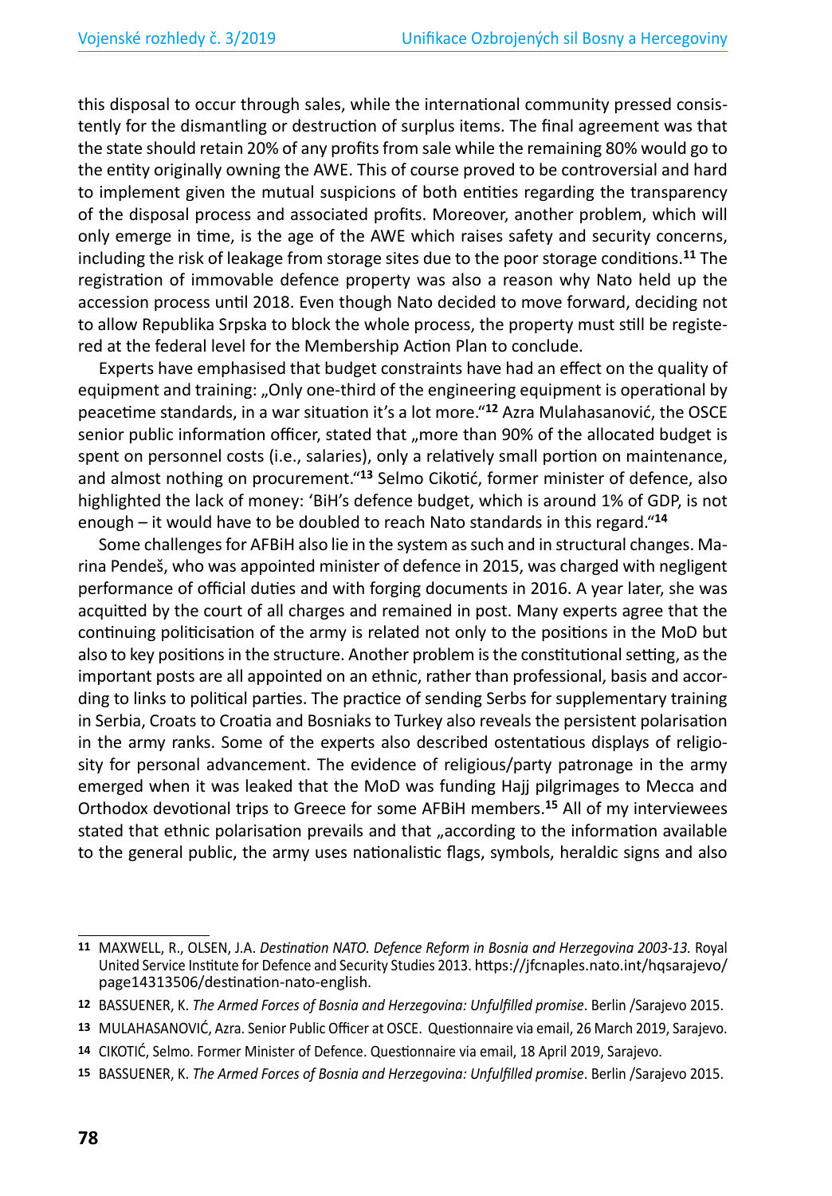this disposal to occur through sales, while the international community pressed consistently for the dismantling or destruction of surplus items. The final agreement was that the state should retain 20% of any profits from sale while the remaining 80% would go to the entity originally owning the AWE. This of course proved to be controversial and hard to implement given the mutual suspicions of both entities regarding the transparency of the disposal process and associated profits. Moreover, another problem, which will only emerge in time, is the age of the AWE which raises safety and security concerns, including the risk of leakage from storage sites due to the poor storage conditions.[11] The registration of immovable defence property was also a reason why Nato held up the accession process until 2018. Even though Nato decided to move forward, deciding not to allow Republika Srpska to block the whole process, the property must still be registered at the federal level for the Membership Action Plan to conclude.

Experts have emphasised that budget constraints have had an effect on the quality of equipment and training: „Only one-third of the engineering equipment is operational by peacetime standards, in a war situation it's a lot more."[12] Azra Mulahasanović, the OSCE senior public information officer, stated that „more than 90% of the allocated budget is spent on personnel costs (i.e., salaries), only a relatively small portion on maintenance, and almost nothing on procurement."[13] Selmo Cikotić, former minister of defence, also highlighted the lack of money: 'BiH's defence budget, which is around 1% of GDP, is not enough – it would have to be doubled to reach Nato standards in this regard."[14]

Some challenges for AFBiH also lie in the system as such and in structural changes. Marina Pendeš, who was appointed minister of defence in 2015, was charged with negligent performance of official duties and with forging documents in 2016. A year later, she was acquitted by the court of all charges and remained in post. Many experts agree that the continuing politicisation of the army is related not only to the positions in the MoD but also to key positions in the structure. Another problem is the constitutional setting, as the important posts are all appointed on an ethnic, rather than professional, basis and according to links to political parties. The practice of sending Serbs for supplementary training in Serbia, Croats to Croatia and Bosniaks to Turkey also reveals the persistent polarisation in the army ranks. Some of the experts also described ostentatious displays of religiosity for personal advancement. The evidence of religious/party patronage in the army emerged when it was leaked that the MoD was funding Hajj pilgrimages to Mecca and Orthodox devotional trips to Greece for some AFBiH members.[15] All of my interviewees stated that ethnic polarisation prevails and that „according to the information available to the general public, the army uses nationalistic flags, symbols, heraldic signs and also

---

[11] MAXWELL, R., OLSEN, J.A. *Destination NATO. Defence Reform in Bosnia and Herzegovina 2003-13.* Royal United Service Institute for Defence and Security Studies 2013. https://jfcnaples.nato.int/hqsarajevo/page14313506/destination-nato-english.

[12] BASSUENER, K. *The Armed Forces of Bosnia and Herzegovina: Unfulfilled promise*. Berlin /Sarajevo 2015.

[13] MULAHASANOVIĆ, Azra. Senior Public Officer at OSCE. Questionnaire via email, 26 March 2019, Sarajevo.

[14] CIKOTIĆ, Selmo. Former Minister of Defence. Questionnaire via email, 18 April 2019, Sarajevo.

[15] BASSUENER, K. *The Armed Forces of Bosnia and Herzegovina: Unfulfilled promise*. Berlin /Sarajevo 2015.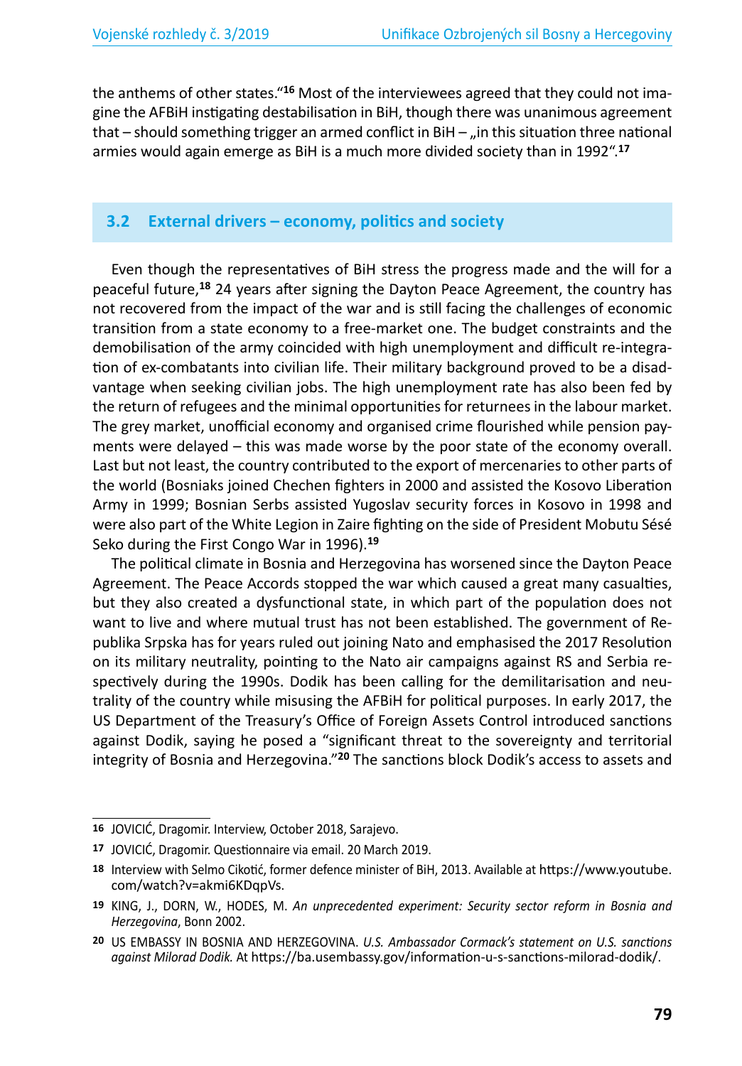the anthems of other states."[16] Most of the interviewees agreed that they could not imagine the AFBiH instigating destabilisation in BiH, though there was unanimous agreement that – should something trigger an armed conflict in BiH – „in this situation three national armies would again emerge as BiH is a much more divided society than in 1992".[17]

## 3.2 External drivers – economy, politics and society

Even though the representatives of BiH stress the progress made and the will for a peaceful future,[18] 24 years after signing the Dayton Peace Agreement, the country has not recovered from the impact of the war and is still facing the challenges of economic transition from a state economy to a free-market one. The budget constraints and the demobilisation of the army coincided with high unemployment and difficult re-integration of ex-combatants into civilian life. Their military background proved to be a disadvantage when seeking civilian jobs. The high unemployment rate has also been fed by the return of refugees and the minimal opportunities for returnees in the labour market. The grey market, unofficial economy and organised crime flourished while pension payments were delayed – this was made worse by the poor state of the economy overall. Last but not least, the country contributed to the export of mercenaries to other parts of the world (Bosniaks joined Chechen fighters in 2000 and assisted the Kosovo Liberation Army in 1999; Bosnian Serbs assisted Yugoslav security forces in Kosovo in 1998 and were also part of the White Legion in Zaire fighting on the side of President Mobutu Sésé Seko during the First Congo War in 1996).[19]

The political climate in Bosnia and Herzegovina has worsened since the Dayton Peace Agreement. The Peace Accords stopped the war which caused a great many casualties, but they also created a dysfunctional state, in which part of the population does not want to live and where mutual trust has not been established. The government of Republika Srpska has for years ruled out joining Nato and emphasised the 2017 Resolution on its military neutrality, pointing to the Nato air campaigns against RS and Serbia respectively during the 1990s. Dodik has been calling for the demilitarisation and neutrality of the country while misusing the AFBiH for political purposes. In early 2017, the US Department of the Treasury's Office of Foreign Assets Control introduced sanctions against Dodik, saying he posed a "significant threat to the sovereignty and territorial integrity of Bosnia and Herzegovina."[20] The sanctions block Dodik's access to assets and

---

[16] JOVICIĆ, Dragomir. Interview, October 2018, Sarajevo.

[17] JOVICIĆ, Dragomir. Questionnaire via email. 20 March 2019.

[18] Interview with Selmo Cikotić, former defence minister of BiH, 2013. Available at https://www.youtube.com/watch?v=akmi6KDqpVs.

[19] KING, J., DORN, W., HODES, M. *An unprecedented experiment: Security sector reform in Bosnia and Herzegovina*, Bonn 2002.

[20] US EMBASSY IN BOSNIA AND HERZEGOVINA. *U.S. Ambassador Cormack's statement on U.S. sanctions against Milorad Dodik.* At https://ba.usembassy.gov/information-u-s-sanctions-milorad-dodik/.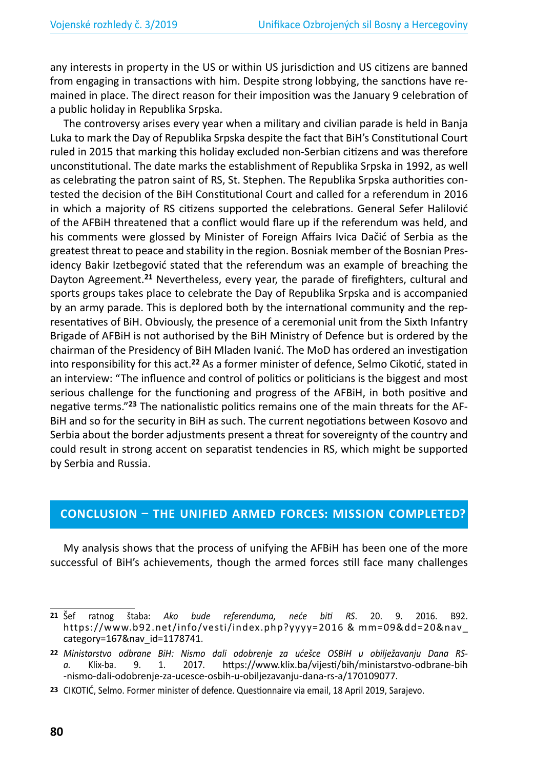any interests in property in the US or within US jurisdiction and US citizens are banned from engaging in transactions with him. Despite strong lobbying, the sanctions have remained in place. The direct reason for their imposition was the January 9 celebration of a public holiday in Republika Srpska.

The controversy arises every year when a military and civilian parade is held in Banja Luka to mark the Day of Republika Srpska despite the fact that BiH's Constitutional Court ruled in 2015 that marking this holiday excluded non-Serbian citizens and was therefore unconstitutional. The date marks the establishment of Republika Srpska in 1992, as well as celebrating the patron saint of RS, St. Stephen. The Republika Srpska authorities contested the decision of the BiH Constitutional Court and called for a referendum in 2016 in which a majority of RS citizens supported the celebrations. General Sefer Halilović of the AFBiH threatened that a conflict would flare up if the referendum was held, and his comments were glossed by Minister of Foreign Affairs Ivica Dačić of Serbia as the greatest threat to peace and stability in the region. Bosniak member of the Bosnian Presidency Bakir Izetbegović stated that the referendum was an example of breaching the Dayton Agreement.[21] Nevertheless, every year, the parade of firefighters, cultural and sports groups takes place to celebrate the Day of Republika Srpska and is accompanied by an army parade. This is deplored both by the international community and the representatives of BiH. Obviously, the presence of a ceremonial unit from the Sixth Infantry Brigade of AFBiH is not authorised by the BiH Ministry of Defence but is ordered by the chairman of the Presidency of BiH Mladen Ivanić. The MoD has ordered an investigation into responsibility for this act.[22] As a former minister of defence, Selmo Cikotić, stated in an interview: "The influence and control of politics or politicians is the biggest and most serious challenge for the functioning and progress of the AFBiH, in both positive and negative terms."[23] The nationalistic politics remains one of the main threats for the AFBiH and so for the security in BiH as such. The current negotiations between Kosovo and Serbia about the border adjustments present a threat for sovereignty of the country and could result in strong accent on separatist tendencies in RS, which might be supported by Serbia and Russia.

## CONCLUSION – THE UNIFIED ARMED FORCES: MISSION COMPLETED?

My analysis shows that the process of unifying the AFBiH has been one of the more successful of BiH's achievements, though the armed forces still face many challenges

---

[21] Šef ratnog štaba: *Ako bude referenduma, neće biti RS*. 20. 9. 2016. B92. https://www.b92.net/info/vesti/index.php?yyyy=2016 & mm=09&dd=20&nav_category=167&nav_id=1178741.

[22] *Ministarstvo odbrane BiH: Nismo dali odobrenje za ućešce OSBiH u obilježavanju Dana RS-a.* Klix-ba. 9. 1. 2017. https://www.klix.ba/vijesti/bih/ministarstvo-odbrane-bih-nismo-dali-odobrenje-za-ucesce-osbih-u-obiljezavanju-dana-rs-a/170109077.

[23] CIKOTIĆ, Selmo. Former minister of defence. Questionnaire via email, 18 April 2019, Sarajevo.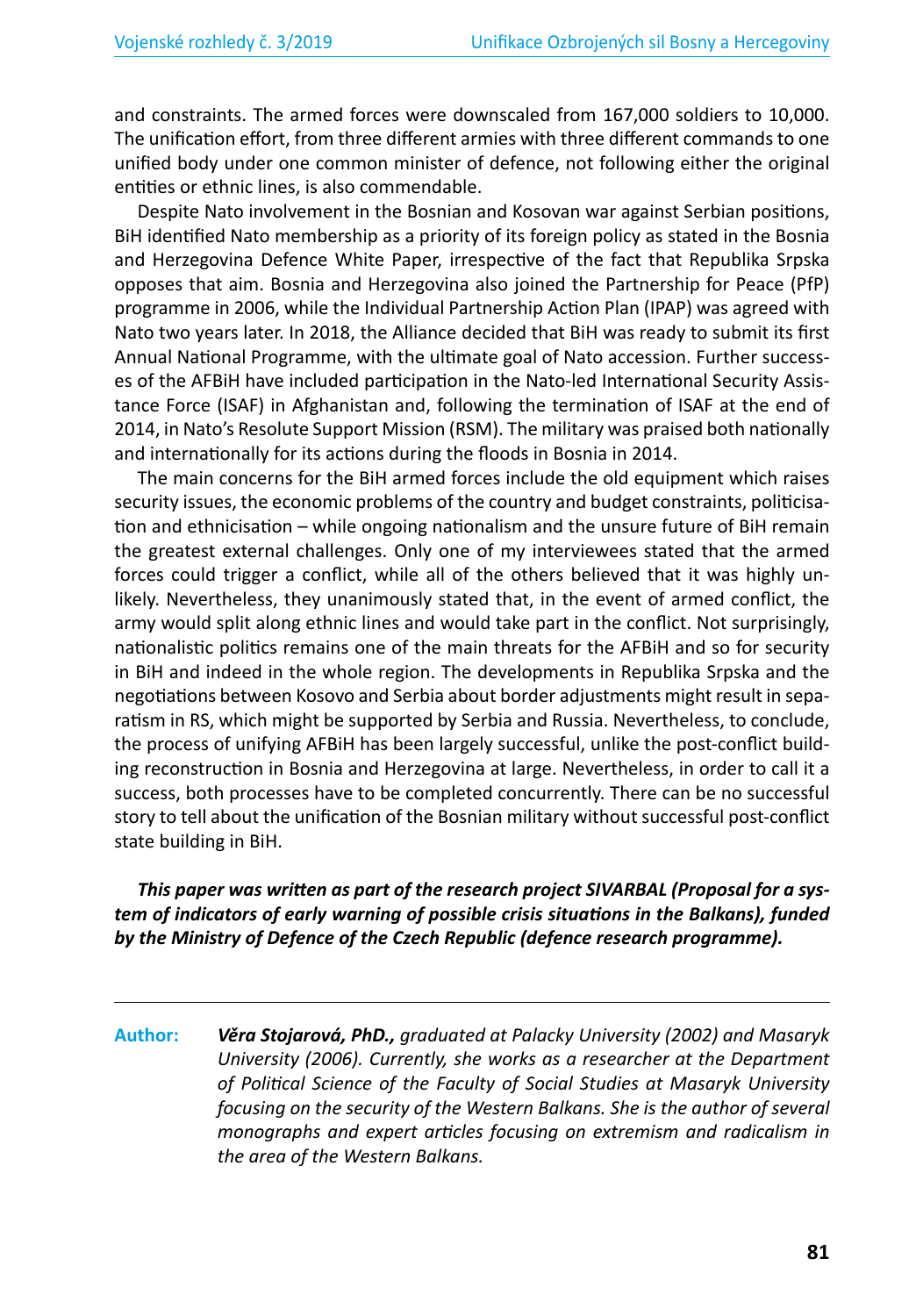and constraints. The armed forces were downscaled from 167,000 soldiers to 10,000. The unification effort, from three different armies with three different commands to one unified body under one common minister of defence, not following either the original entities or ethnic lines, is also commendable.

Despite Nato involvement in the Bosnian and Kosovan war against Serbian positions, BiH identified Nato membership as a priority of its foreign policy as stated in the Bosnia and Herzegovina Defence White Paper, irrespective of the fact that Republika Srpska opposes that aim. Bosnia and Herzegovina also joined the Partnership for Peace (PfP) programme in 2006, while the Individual Partnership Action Plan (IPAP) was agreed with Nato two years later. In 2018, the Alliance decided that BiH was ready to submit its first Annual National Programme, with the ultimate goal of Nato accession. Further successes of the AFBiH have included participation in the Nato-led International Security Assistance Force (ISAF) in Afghanistan and, following the termination of ISAF at the end of 2014, in Nato's Resolute Support Mission (RSM). The military was praised both nationally and internationally for its actions during the floods in Bosnia in 2014.

The main concerns for the BiH armed forces include the old equipment which raises security issues, the economic problems of the country and budget constraints, politicisation and ethnicisation – while ongoing nationalism and the unsure future of BiH remain the greatest external challenges. Only one of my interviewees stated that the armed forces could trigger a conflict, while all of the others believed that it was highly unlikely. Nevertheless, they unanimously stated that, in the event of armed conflict, the army would split along ethnic lines and would take part in the conflict. Not surprisingly, nationalistic politics remains one of the main threats for the AFBiH and so for security in BiH and indeed in the whole region. The developments in Republika Srpska and the negotiations between Kosovo and Serbia about border adjustments might result in separatism in RS, which might be supported by Serbia and Russia. Nevertheless, to conclude, the process of unifying AFBiH has been largely successful, unlike the post-conflict building reconstruction in Bosnia and Herzegovina at large. Nevertheless, in order to call it a success, both processes have to be completed concurrently. There can be no successful story to tell about the unification of the Bosnian military without successful post-conflict state building in BiH.

***This paper was written as part of the research project SIVARBAL (Proposal for a system of indicators of early warning of possible crisis situations in the Balkans), funded by the Ministry of Defence of the Czech Republic (defence research programme).***

---

**Author:** ***Věra Stojarová, PhD.,*** *graduated at Palacky University (2002) and Masaryk University (2006). Currently, she works as a researcher at the Department of Political Science of the Faculty of Social Studies at Masaryk University focusing on the security of the Western Balkans. She is the author of several monographs and expert articles focusing on extremism and radicalism in the area of the Western Balkans.*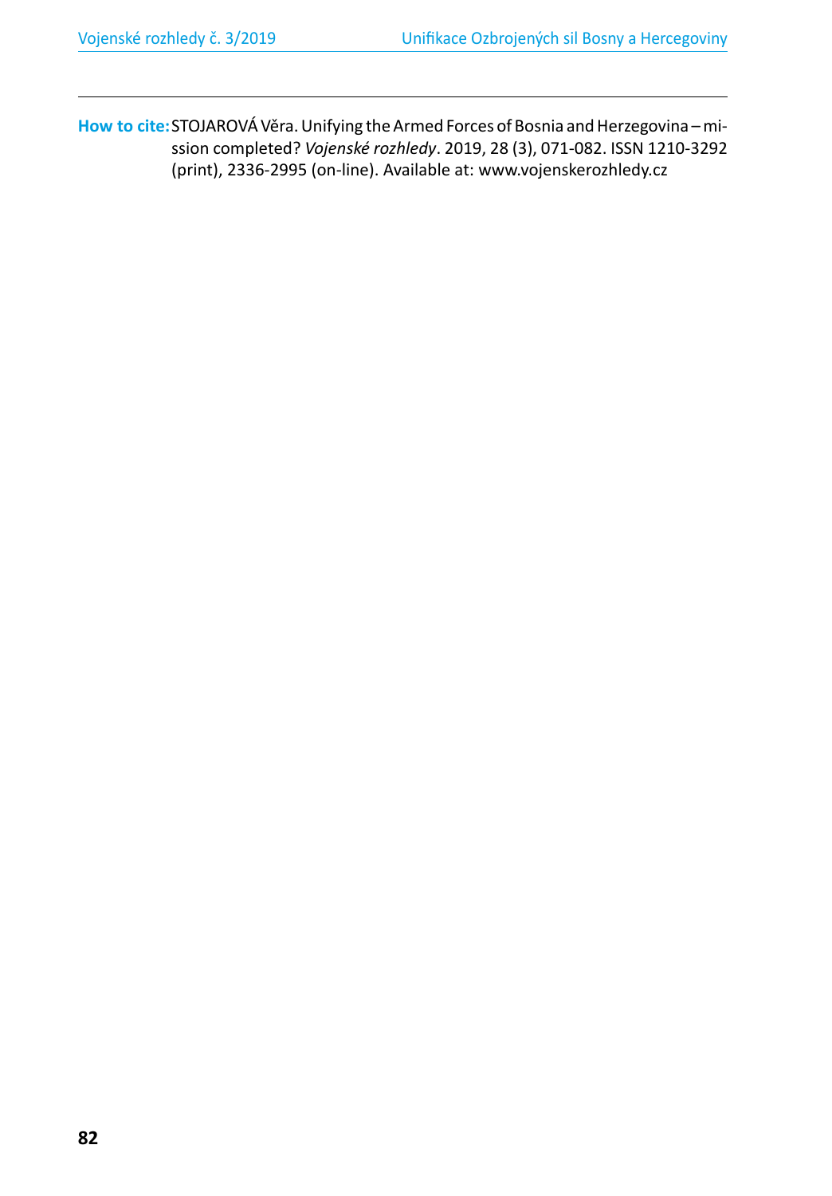**How to cite:** STOJAROVÁ Věra. Unifying the Armed Forces of Bosnia and Herzegovina – mission completed? *Vojenské rozhledy*. 2019, 28 (3), 071-082. ISSN 1210-3292 (print), 2336-2995 (on-line). Available at: www.vojenskerozhledy.cz